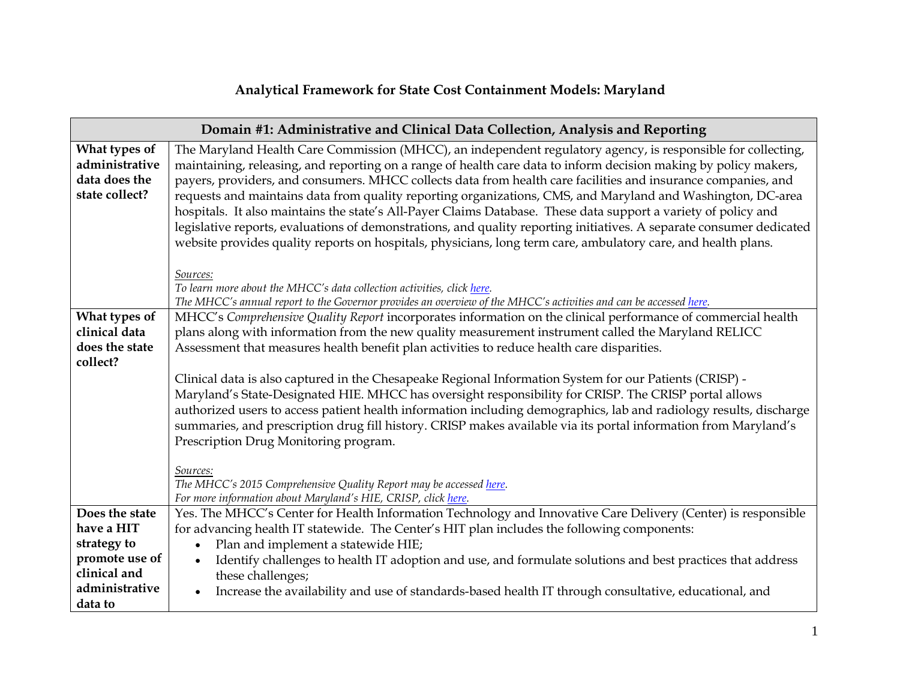# Analytical Framework for State Cost Containment Models: Maryland

| Domain #1: Administrative and Clinical Data Collection, Analysis and Reporting | |
|---|---|
| **What types of administrative data does the state collect?** | The Maryland Health Care Commission (MHCC), an independent regulatory agency, is responsible for collecting, maintaining, releasing, and reporting on a range of health care data to inform decision making by policy makers, payers, providers, and consumers. MHCC collects data from health care facilities and insurance companies, and requests and maintains data from quality reporting organizations, CMS, and Maryland and Washington, DC-area hospitals. It also maintains the state's All-Payer Claims Database. These data support a variety of policy and legislative reports, evaluations of demonstrations, and quality reporting initiatives. A separate consumer dedicated website provides quality reports on hospitals, physicians, long term care, ambulatory care, and health plans.<br><br>*Sources:*<br>*To learn more about the MHCC's data collection activities, click here.*<br>*The MHCC's annual report to the Governor provides an overview of the MHCC's activities and can be accessed here.* |
| **What types of clinical data does the state collect?** | MHCC's *Comprehensive Quality Report* incorporates information on the clinical performance of commercial health plans along with information from the new quality measurement instrument called the Maryland RELICC Assessment that measures health benefit plan activities to reduce health care disparities.<br><br>Clinical data is also captured in the Chesapeake Regional Information System for our Patients (CRISP) - Maryland's State-Designated HIE. MHCC has oversight responsibility for CRISP. The CRISP portal allows authorized users to access patient health information including demographics, lab and radiology results, discharge summaries, and prescription drug fill history. CRISP makes available via its portal information from Maryland's Prescription Drug Monitoring program.<br><br>*Sources:*<br>*The MHCC's 2015 Comprehensive Quality Report may be accessed here.*<br>*For more information about Maryland's HIE, CRISP, click here.* |
| **Does the state have a HIT strategy to promote use of clinical and administrative data to** | Yes. The MHCC's Center for Health Information Technology and Innovative Care Delivery (Center) is responsible for advancing health IT statewide. The Center's HIT plan includes the following components:<br>• Plan and implement a statewide HIE;<br>• Identify challenges to health IT adoption and use, and formulate solutions and best practices that address these challenges;<br>• Increase the availability and use of standards-based health IT through consultative, educational, and |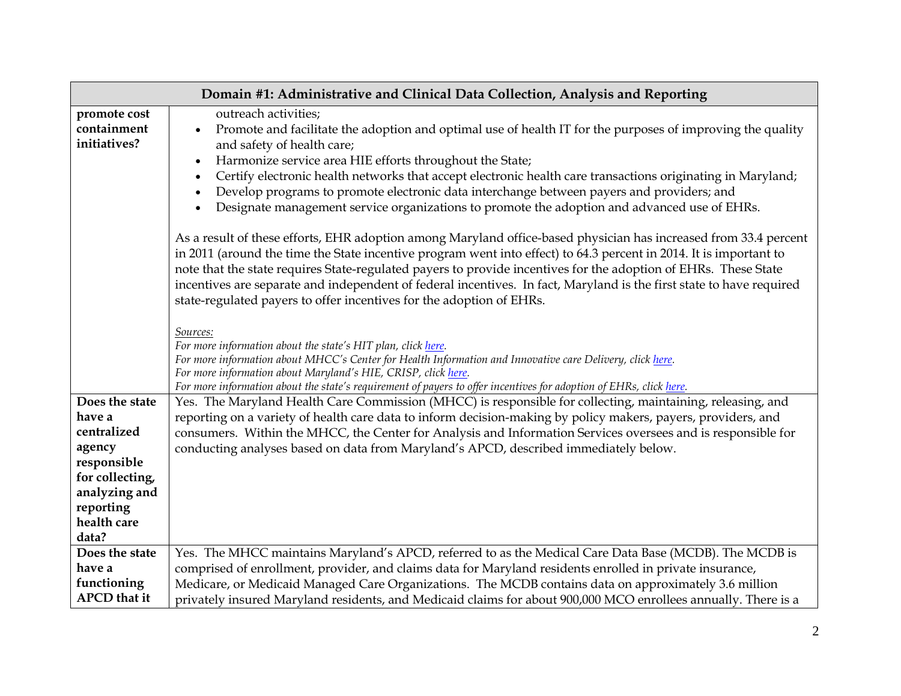| Domain #1: Administrative and Clinical Data Collection, Analysis and Reporting | |
|---|---|
| **promote cost containment initiatives?** | outreach activities;<br>• Promote and facilitate the adoption and optimal use of health IT for the purposes of improving the quality and safety of health care;<br>• Harmonize service area HIE efforts throughout the State;<br>• Certify electronic health networks that accept electronic health care transactions originating in Maryland;<br>• Develop programs to promote electronic data interchange between payers and providers; and<br>• Designate management service organizations to promote the adoption and advanced use of EHRs.<br><br>As a result of these efforts, EHR adoption among Maryland office-based physician has increased from 33.4 percent in 2011 (around the time the State incentive program went into effect) to 64.3 percent in 2014. It is important to note that the state requires State-regulated payers to provide incentives for the adoption of EHRs. These State incentives are separate and independent of federal incentives. In fact, Maryland is the first state to have required state-regulated payers to offer incentives for the adoption of EHRs.<br><br>*Sources:*<br>*For more information about the state's HIT plan, click here.*<br>*For more information about MHCC's Center for Health Information and Innovative care Delivery, click here.*<br>*For more information about Maryland's HIE, CRISP, click here.*<br>*For more information about the state's requirement of payers to offer incentives for adoption of EHRs, click here.* |
| **Does the state have a centralized agency responsible for collecting, analyzing and reporting health care data?** | Yes. The Maryland Health Care Commission (MHCC) is responsible for collecting, maintaining, releasing, and reporting on a variety of health care data to inform decision-making by policy makers, payers, providers, and consumers. Within the MHCC, the Center for Analysis and Information Services oversees and is responsible for conducting analyses based on data from Maryland's APCD, described immediately below. |
| **Does the state have a functioning APCD that it** | Yes. The MHCC maintains Maryland's APCD, referred to as the Medical Care Data Base (MCDB). The MCDB is comprised of enrollment, provider, and claims data for Maryland residents enrolled in private insurance, Medicare, or Medicaid Managed Care Organizations. The MCDB contains data on approximately 3.6 million privately insured Maryland residents, and Medicaid claims for about 900,000 MCO enrollees annually. There is a |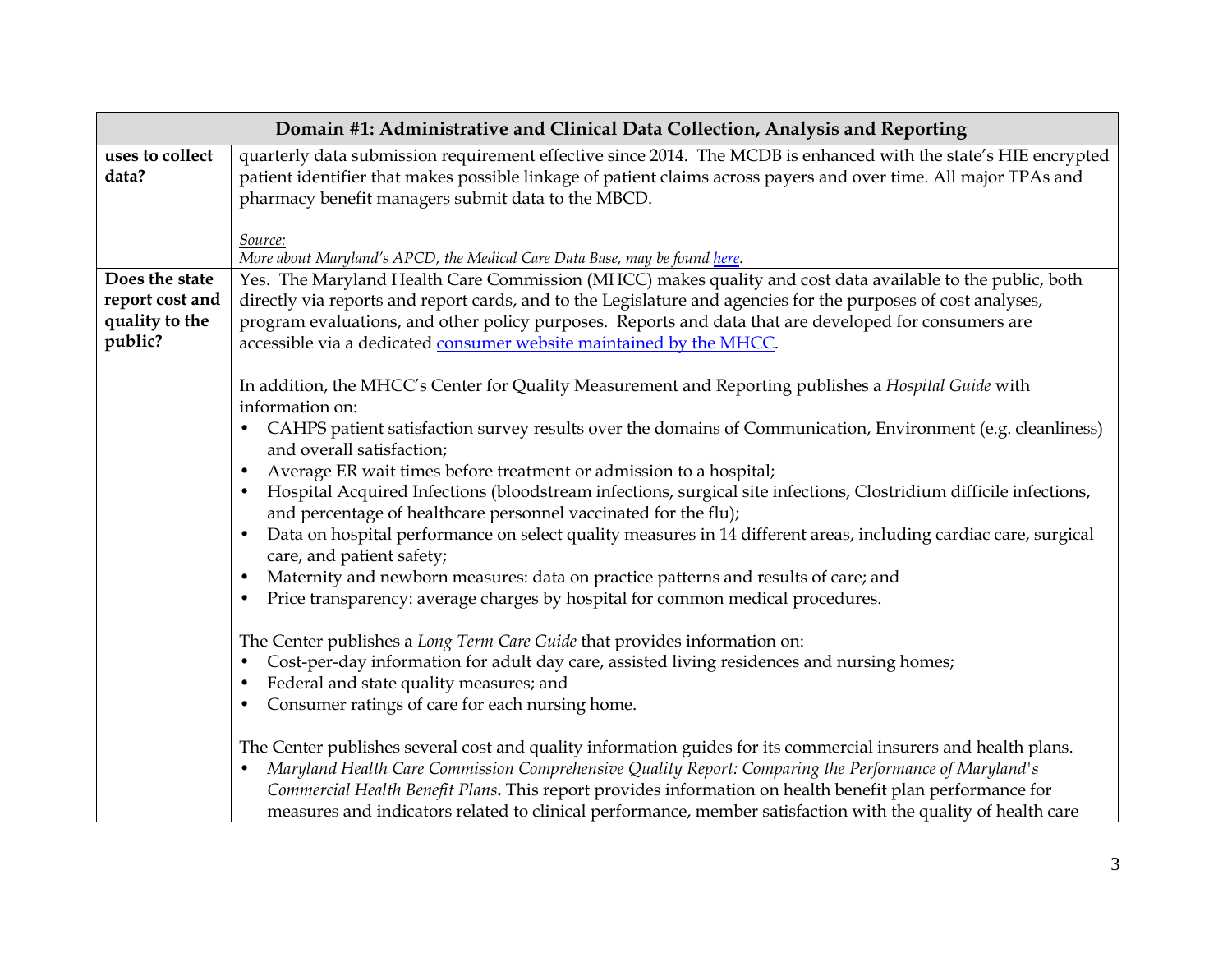| Domain #1: Administrative and Clinical Data Collection, Analysis and Reporting | |
|---|---|
| **uses to collect data?** | quarterly data submission requirement effective since 2014. The MCDB is enhanced with the state's HIE encrypted patient identifier that makes possible linkage of patient claims across payers and over time. All major TPAs and pharmacy benefit managers submit data to the MBCD.<br><br>*Source:*<br>*More about Maryland's APCD, the Medical Care Data Base, may be found here.* |
| **Does the state report cost and quality to the public?** | Yes. The Maryland Health Care Commission (MHCC) makes quality and cost data available to the public, both directly via reports and report cards, and to the Legislature and agencies for the purposes of cost analyses, program evaluations, and other policy purposes. Reports and data that are developed for consumers are accessible via a dedicated consumer website maintained by the MHCC.<br><br>In addition, the MHCC's Center for Quality Measurement and Reporting publishes a *Hospital Guide* with information on:<br>• CAHPS patient satisfaction survey results over the domains of Communication, Environment (e.g. cleanliness) and overall satisfaction;<br>• Average ER wait times before treatment or admission to a hospital;<br>• Hospital Acquired Infections (bloodstream infections, surgical site infections, Clostridium difficile infections, and percentage of healthcare personnel vaccinated for the flu);<br>• Data on hospital performance on select quality measures in 14 different areas, including cardiac care, surgical care, and patient safety;<br>• Maternity and newborn measures: data on practice patterns and results of care; and<br>• Price transparency: average charges by hospital for common medical procedures.<br><br>The Center publishes a *Long Term Care Guide* that provides information on:<br>• Cost-per-day information for adult day care, assisted living residences and nursing homes;<br>• Federal and state quality measures; and<br>• Consumer ratings of care for each nursing home.<br><br>The Center publishes several cost and quality information guides for its commercial insurers and health plans.<br>• *Maryland Health Care Commission Comprehensive Quality Report: Comparing the Performance of Maryland's Commercial Health Benefit Plans*. This report provides information on health benefit plan performance for measures and indicators related to clinical performance, member satisfaction with the quality of health care |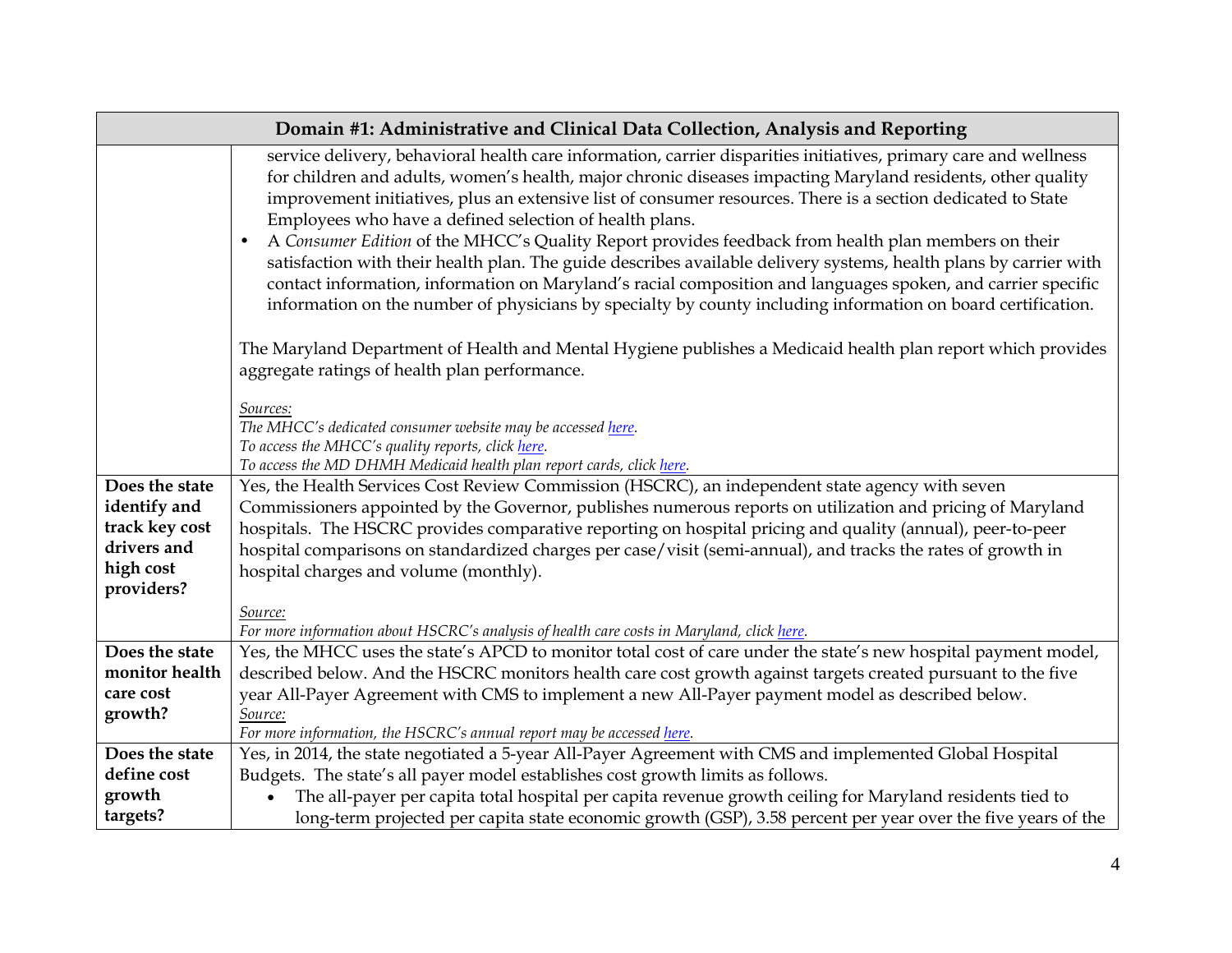| Domain #1: Administrative and Clinical Data Collection, Analysis and Reporting | |
|---|---|
| | service delivery, behavioral health care information, carrier disparities initiatives, primary care and wellness for children and adults, women's health, major chronic diseases impacting Maryland residents, other quality improvement initiatives, plus an extensive list of consumer resources. There is a section dedicated to State Employees who have a defined selection of health plans.<br>• A *Consumer Edition* of the MHCC's Quality Report provides feedback from health plan members on their satisfaction with their health plan. The guide describes available delivery systems, health plans by carrier with contact information, information on Maryland's racial composition and languages spoken, and carrier specific information on the number of physicians by specialty by county including information on board certification.<br><br>The Maryland Department of Health and Mental Hygiene publishes a Medicaid health plan report which provides aggregate ratings of health plan performance.<br><br>*Sources:*<br>*The MHCC's dedicated consumer website may be accessed here.*<br>*To access the MHCC's quality reports, click here.*<br>*To access the MD DHMH Medicaid health plan report cards, click here.* |
| **Does the state identify and track key cost drivers and high cost providers?** | Yes, the Health Services Cost Review Commission (HSCRC), an independent state agency with seven Commissioners appointed by the Governor, publishes numerous reports on utilization and pricing of Maryland hospitals. The HSCRC provides comparative reporting on hospital pricing and quality (annual), peer-to-peer hospital comparisons on standardized charges per case/visit (semi-annual), and tracks the rates of growth in hospital charges and volume (monthly).<br><br>*Source:*<br>*For more information about HSCRC's analysis of health care costs in Maryland, click here.* |
| **Does the state monitor health care cost growth?** | Yes, the MHCC uses the state's APCD to monitor total cost of care under the state's new hospital payment model, described below. And the HSCRC monitors health care cost growth against targets created pursuant to the five year All-Payer Agreement with CMS to implement a new All-Payer payment model as described below.<br>*Source:*<br>*For more information, the HSCRC's annual report may be accessed here.* |
| **Does the state define cost growth targets?** | Yes, in 2014, the state negotiated a 5-year All-Payer Agreement with CMS and implemented Global Hospital Budgets. The state's all payer model establishes cost growth limits as follows.<br>• The all-payer per capita total hospital per capita revenue growth ceiling for Maryland residents tied to long-term projected per capita state economic growth (GSP), 3.58 percent per year over the five years of the |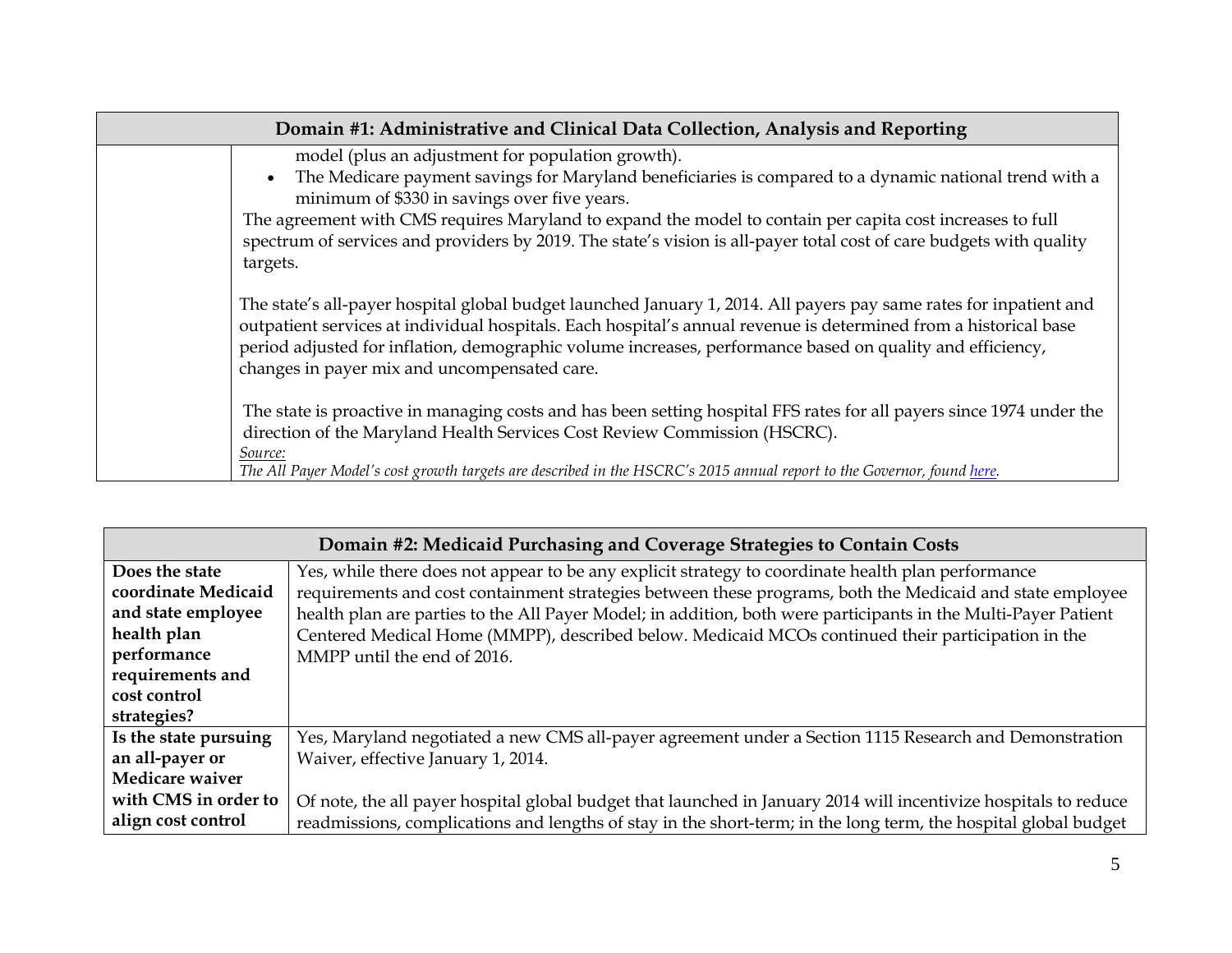| Domain #1: Administrative and Clinical Data Collection, Analysis and Reporting | |
|---|---|
| | model (plus an adjustment for population growth).<br>• The Medicare payment savings for Maryland beneficiaries is compared to a dynamic national trend with a minimum of $330 in savings over five years.<br>The agreement with CMS requires Maryland to expand the model to contain per capita cost increases to full spectrum of services and providers by 2019. The state's vision is all-payer total cost of care budgets with quality targets.<br><br>The state's all-payer hospital global budget launched January 1, 2014. All payers pay same rates for inpatient and outpatient services at individual hospitals. Each hospital's annual revenue is determined from a historical base period adjusted for inflation, demographic volume increases, performance based on quality and efficiency, changes in payer mix and uncompensated care.<br><br>The state is proactive in managing costs and has been setting hospital FFS rates for all payers since 1974 under the direction of the Maryland Health Services Cost Review Commission (HSCRC).<br>*Source:*<br>*The All Payer Model's cost growth targets are described in the HSCRC's 2015 annual report to the Governor, found here.* |

| Domain #2: Medicaid Purchasing and Coverage Strategies to Contain Costs | |
|---|---|
| **Does the state coordinate Medicaid and state employee health plan performance requirements and cost control strategies?** | Yes, while there does not appear to be any explicit strategy to coordinate health plan performance requirements and cost containment strategies between these programs, both the Medicaid and state employee health plan are parties to the All Payer Model; in addition, both were participants in the Multi-Payer Patient Centered Medical Home (MMPP), described below. Medicaid MCOs continued their participation in the MMPP until the end of 2016. |
| **Is the state pursuing an all-payer or Medicare waiver with CMS in order to align cost control** | Yes, Maryland negotiated a new CMS all-payer agreement under a Section 1115 Research and Demonstration Waiver, effective January 1, 2014.<br><br>Of note, the all payer hospital global budget that launched in January 2014 will incentivize hospitals to reduce readmissions, complications and lengths of stay in the short-term; in the long term, the hospital global budget |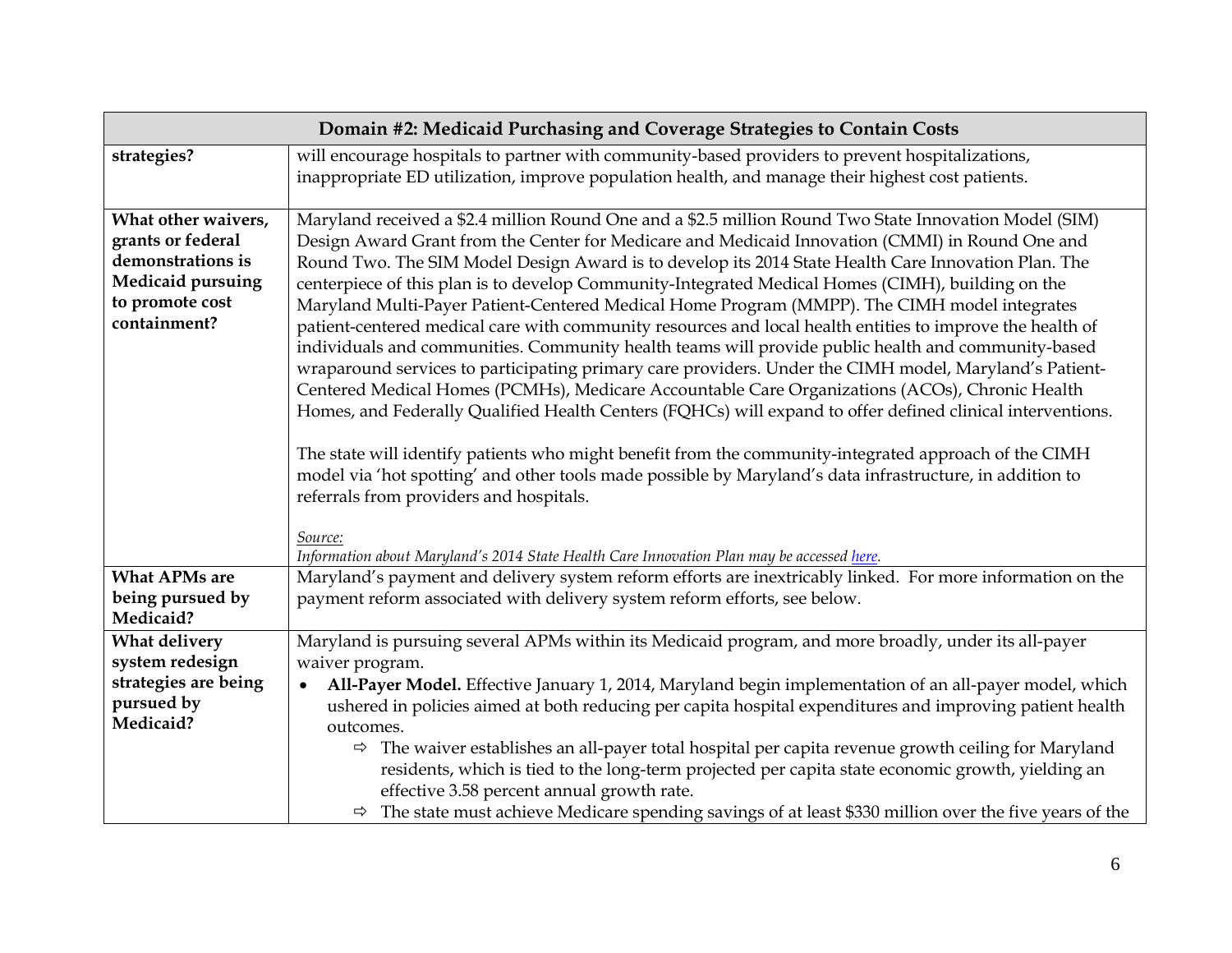| Domain #2: Medicaid Purchasing and Coverage Strategies to Contain Costs | |
|---|---|
| **strategies?** | will encourage hospitals to partner with community-based providers to prevent hospitalizations, inappropriate ED utilization, improve population health, and manage their highest cost patients. |
| **What other waivers, grants or federal demonstrations is Medicaid pursuing to promote cost containment?** | Maryland received a $2.4 million Round One and a $2.5 million Round Two State Innovation Model (SIM) Design Award Grant from the Center for Medicare and Medicaid Innovation (CMMI) in Round One and Round Two. The SIM Model Design Award is to develop its 2014 State Health Care Innovation Plan. The centerpiece of this plan is to develop Community-Integrated Medical Homes (CIMH), building on the Maryland Multi-Payer Patient-Centered Medical Home Program (MMPP). The CIMH model integrates patient-centered medical care with community resources and local health entities to improve the health of individuals and communities. Community health teams will provide public health and community-based wraparound services to participating primary care providers. Under the CIMH model, Maryland's Patient-Centered Medical Homes (PCMHs), Medicare Accountable Care Organizations (ACOs), Chronic Health Homes, and Federally Qualified Health Centers (FQHCs) will expand to offer defined clinical interventions.<br><br>The state will identify patients who might benefit from the community-integrated approach of the CIMH model via 'hot spotting' and other tools made possible by Maryland's data infrastructure, in addition to referrals from providers and hospitals.<br><br>*Source:*<br>*Information about Maryland's 2014 State Health Care Innovation Plan may be accessed here.* |
| **What APMs are being pursued by Medicaid?** | Maryland's payment and delivery system reform efforts are inextricably linked. For more information on the payment reform associated with delivery system reform efforts, see below. |
| **What delivery system redesign strategies are being pursued by Medicaid?** | Maryland is pursuing several APMs within its Medicaid program, and more broadly, under its all-payer waiver program.<br>• **All-Payer Model.** Effective January 1, 2014, Maryland begin implementation of an all-payer model, which ushered in policies aimed at both reducing per capita hospital expenditures and improving patient health outcomes.<br>⇨ The waiver establishes an all-payer total hospital per capita revenue growth ceiling for Maryland residents, which is tied to the long-term projected per capita state economic growth, yielding an effective 3.58 percent annual growth rate.<br>⇨ The state must achieve Medicare spending savings of at least $330 million over the five years of the |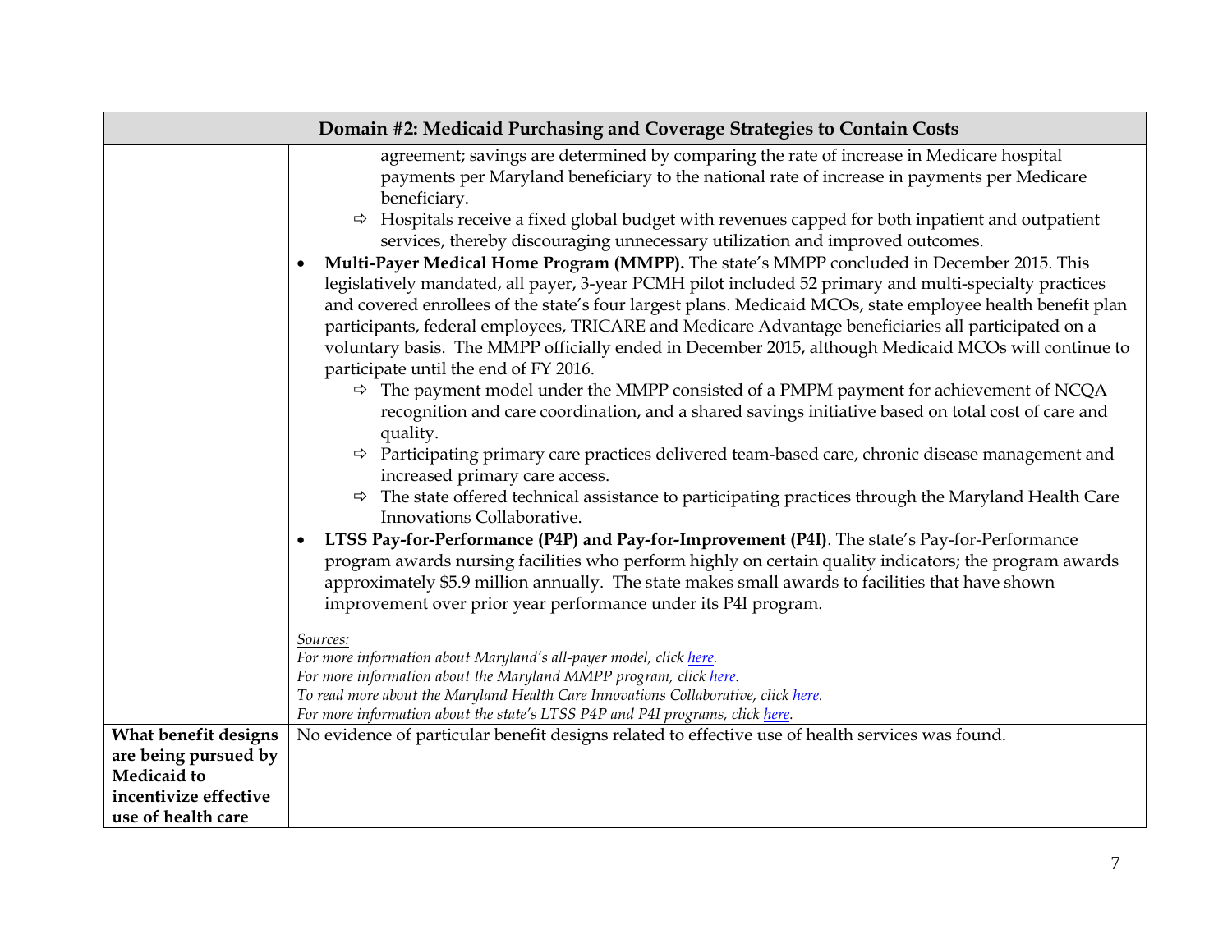| Domain #2: Medicaid Purchasing and Coverage Strategies to Contain Costs | |
|---|---|
| | ⇨ agreement; savings are determined by comparing the rate of increase in Medicare hospital payments per Maryland beneficiary to the national rate of increase in payments per Medicare beneficiary.<br>⇨ Hospitals receive a fixed global budget with revenues capped for both inpatient and outpatient services, thereby discouraging unnecessary utilization and improved outcomes.<br>• **Multi-Payer Medical Home Program (MMPP).** The state's MMPP concluded in December 2015. This legislatively mandated, all payer, 3-year PCMH pilot included 52 primary and multi-specialty practices and covered enrollees of the state's four largest plans. Medicaid MCOs, state employee health benefit plan participants, federal employees, TRICARE and Medicare Advantage beneficiaries all participated on a voluntary basis. The MMPP officially ended in December 2015, although Medicaid MCOs will continue to participate until the end of FY 2016.<br>⇨ The payment model under the MMPP consisted of a PMPM payment for achievement of NCQA recognition and care coordination, and a shared savings initiative based on total cost of care and quality.<br>⇨ Participating primary care practices delivered team-based care, chronic disease management and increased primary care access.<br>⇨ The state offered technical assistance to participating practices through the Maryland Health Care Innovations Collaborative.<br>• **LTSS Pay-for-Performance (P4P) and Pay-for-Improvement (P4I)**. The state's Pay-for-Performance program awards nursing facilities who perform highly on certain quality indicators; the program awards approximately $5.9 million annually. The state makes small awards to facilities that have shown improvement over prior year performance under its P4I program.<br><br>*Sources:*<br>*For more information about Maryland's all-payer model, click here.*<br>*For more information about the Maryland MMPP program, click here.*<br>*To read more about the Maryland Health Care Innovations Collaborative, click here.*<br>*For more information about the state's LTSS P4P and P4I programs, click here.* |
| **What benefit designs are being pursued by Medicaid to incentivize effective use of health care** | No evidence of particular benefit designs related to effective use of health services was found. |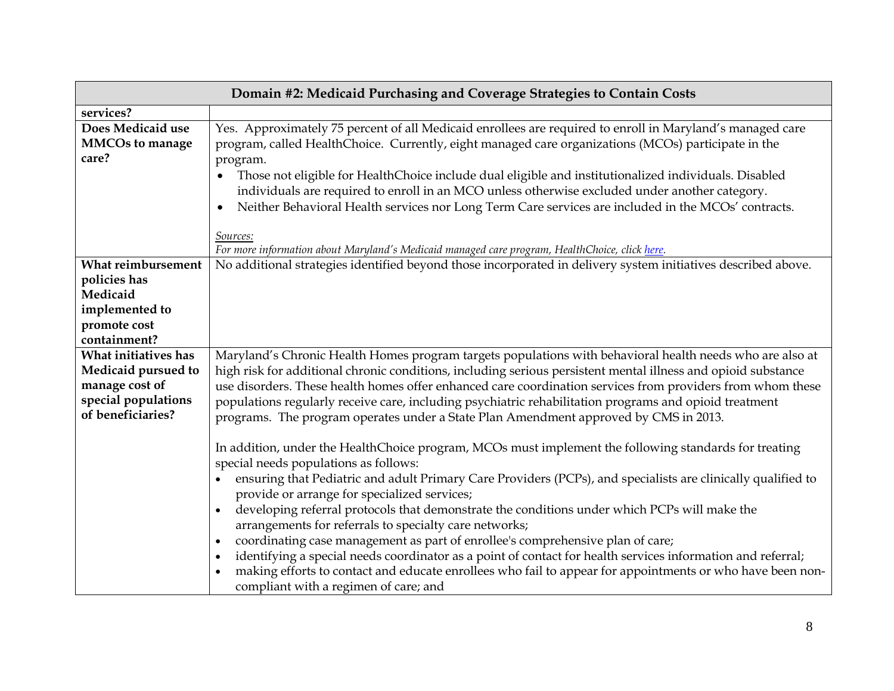| Domain #2: Medicaid Purchasing and Coverage Strategies to Contain Costs | |
|---|---|
| **services?** | |
| **Does Medicaid use MMCOs to manage care?** | Yes. Approximately 75 percent of all Medicaid enrollees are required to enroll in Maryland's managed care program, called HealthChoice. Currently, eight managed care organizations (MCOs) participate in the program.<br>• Those not eligible for HealthChoice include dual eligible and institutionalized individuals. Disabled individuals are required to enroll in an MCO unless otherwise excluded under another category.<br>• Neither Behavioral Health services nor Long Term Care services are included in the MCOs' contracts.<br><br>*Sources:*<br>*For more information about Maryland's Medicaid managed care program, HealthChoice, click here.* |
| **What reimbursement policies has Medicaid implemented to promote cost containment?** | No additional strategies identified beyond those incorporated in delivery system initiatives described above. |
| **What initiatives has Medicaid pursued to manage cost of special populations of beneficiaries?** | Maryland's Chronic Health Homes program targets populations with behavioral health needs who are also at high risk for additional chronic conditions, including serious persistent mental illness and opioid substance use disorders. These health homes offer enhanced care coordination services from providers from whom these populations regularly receive care, including psychiatric rehabilitation programs and opioid treatment programs. The program operates under a State Plan Amendment approved by CMS in 2013.<br><br>In addition, under the HealthChoice program, MCOs must implement the following standards for treating special needs populations as follows:<br>• ensuring that Pediatric and adult Primary Care Providers (PCPs), and specialists are clinically qualified to provide or arrange for specialized services;<br>• developing referral protocols that demonstrate the conditions under which PCPs will make the arrangements for referrals to specialty care networks;<br>• coordinating case management as part of enrollee's comprehensive plan of care;<br>• identifying a special needs coordinator as a point of contact for health services information and referral;<br>• making efforts to contact and educate enrollees who fail to appear for appointments or who have been non-compliant with a regimen of care; and |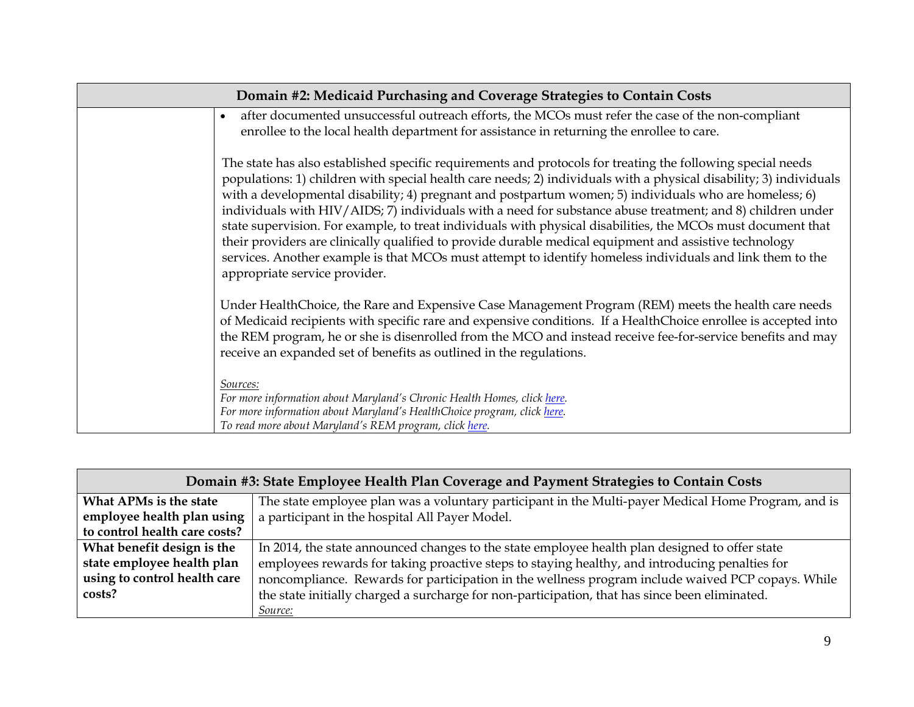| Domain #2: Medicaid Purchasing and Coverage Strategies to Contain Costs | |
|---|---|
| | • after documented unsuccessful outreach efforts, the MCOs must refer the case of the non-compliant enrollee to the local health department for assistance in returning the enrollee to care.<br><br>The state has also established specific requirements and protocols for treating the following special needs populations: 1) children with special health care needs; 2) individuals with a physical disability; 3) individuals with a developmental disability; 4) pregnant and postpartum women; 5) individuals who are homeless; 6) individuals with HIV/AIDS; 7) individuals with a need for substance abuse treatment; and 8) children under state supervision. For example, to treat individuals with physical disabilities, the MCOs must document that their providers are clinically qualified to provide durable medical equipment and assistive technology services. Another example is that MCOs must attempt to identify homeless individuals and link them to the appropriate service provider.<br><br>Under HealthChoice, the Rare and Expensive Case Management Program (REM) meets the health care needs of Medicaid recipients with specific rare and expensive conditions. If a HealthChoice enrollee is accepted into the REM program, he or she is disenrolled from the MCO and instead receive fee-for-service benefits and may receive an expanded set of benefits as outlined in the regulations.<br><br>*Sources:*<br>*For more information about Maryland's Chronic Health Homes, click here.*<br>*For more information about Maryland's HealthChoice program, click here.*<br>*To read more about Maryland's REM program, click here.* |

| Domain #3: State Employee Health Plan Coverage and Payment Strategies to Contain Costs | |
|---|---|
| **What APMs is the state employee health plan using to control health care costs?** | The state employee plan was a voluntary participant in the Multi-payer Medical Home Program, and is a participant in the hospital All Payer Model. |
| **What benefit design is the state employee health plan using to control health care costs?** | In 2014, the state announced changes to the state employee health plan designed to offer state employees rewards for taking proactive steps to staying healthy, and introducing penalties for noncompliance. Rewards for participation in the wellness program include waived PCP copays. While the state initially charged a surcharge for non-participation, that has since been eliminated.<br>*Source:* |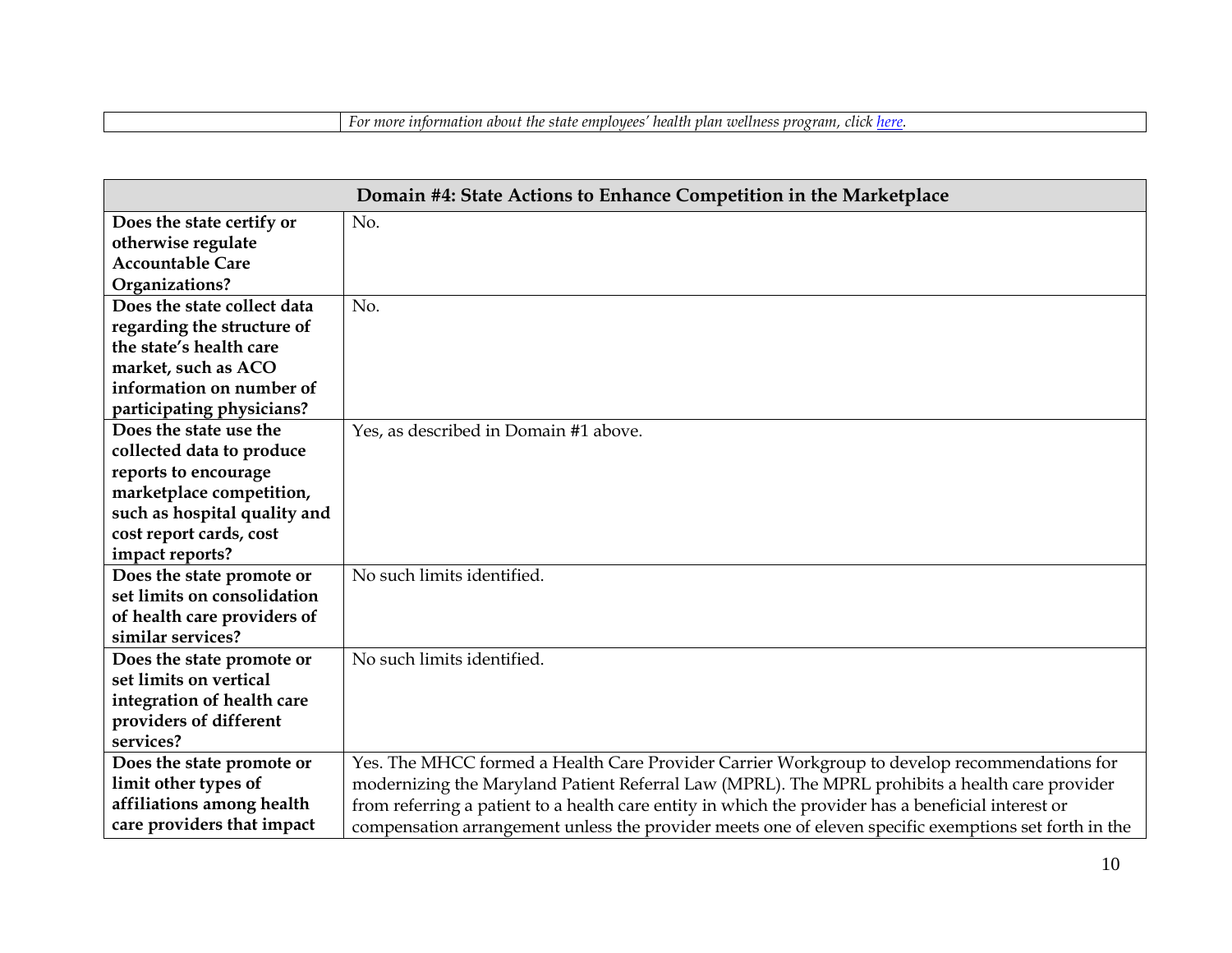| | *For more information about the state employees' health plan wellness program, click [here](#).* |
|---|---|

| Domain #4: State Actions to Enhance Competition in the Marketplace | |
|---|---|
| **Does the state certify or otherwise regulate Accountable Care Organizations?** | No. |
| **Does the state collect data regarding the structure of the state's health care market, such as ACO information on number of participating physicians?** | No. |
| **Does the state use the collected data to produce reports to encourage marketplace competition, such as hospital quality and cost report cards, cost impact reports?** | Yes, as described in Domain #1 above. |
| **Does the state promote or set limits on consolidation of health care providers of similar services?** | No such limits identified. |
| **Does the state promote or set limits on vertical integration of health care providers of different services?** | No such limits identified. |
| **Does the state promote or limit other types of affiliations among health care providers that impact** | Yes. The MHCC formed a Health Care Provider Carrier Workgroup to develop recommendations for modernizing the Maryland Patient Referral Law (MPRL). The MPRL prohibits a health care provider from referring a patient to a health care entity in which the provider has a beneficial interest or compensation arrangement unless the provider meets one of eleven specific exemptions set forth in the |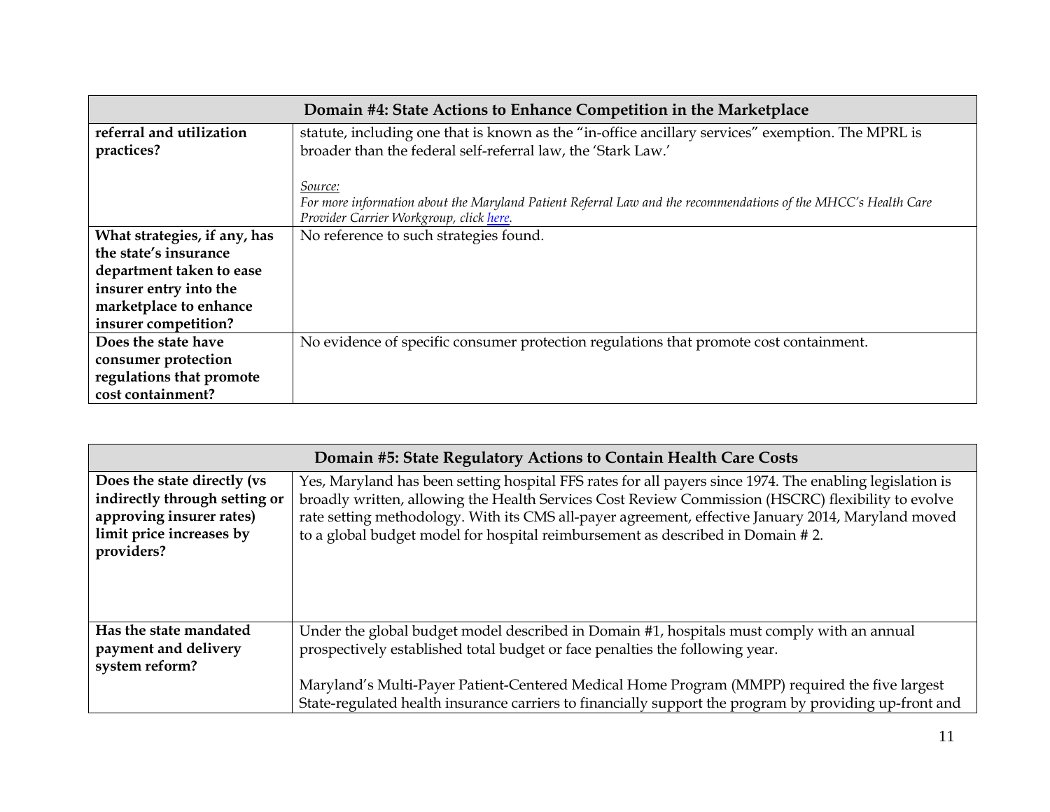| Domain #4: State Actions to Enhance Competition in the Marketplace | |
|---|---|
| **referral and utilization practices?** | statute, including one that is known as the "in-office ancillary services" exemption. The MPRL is broader than the federal self-referral law, the 'Stark Law.'<br><br>*Source:*<br>*For more information about the Maryland Patient Referral Law and the recommendations of the MHCC's Health Care Provider Carrier Workgroup, click here.* |
| **What strategies, if any, has the state's insurance department taken to ease insurer entry into the marketplace to enhance insurer competition?** | No reference to such strategies found. |
| **Does the state have consumer protection regulations that promote cost containment?** | No evidence of specific consumer protection regulations that promote cost containment. |

| Domain #5: State Regulatory Actions to Contain Health Care Costs | |
|---|---|
| **Does the state directly (vs indirectly through setting or approving insurer rates) limit price increases by providers?** | Yes, Maryland has been setting hospital FFS rates for all payers since 1974. The enabling legislation is broadly written, allowing the Health Services Cost Review Commission (HSCRC) flexibility to evolve rate setting methodology. With its CMS all-payer agreement, effective January 2014, Maryland moved to a global budget model for hospital reimbursement as described in Domain # 2. |
| **Has the state mandated payment and delivery system reform?** | Under the global budget model described in Domain #1, hospitals must comply with an annual prospectively established total budget or face penalties the following year.<br><br>Maryland's Multi-Payer Patient-Centered Medical Home Program (MMPP) required the five largest State-regulated health insurance carriers to financially support the program by providing up-front and |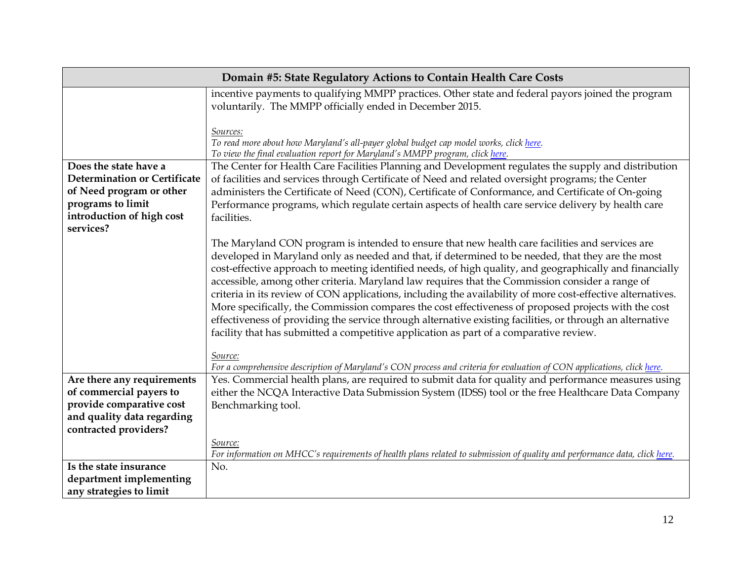| Domain #5: State Regulatory Actions to Contain Health Care Costs | |
|---|---|
| | incentive payments to qualifying MMPP practices. Other state and federal payors joined the program voluntarily. The MMPP officially ended in December 2015.<br><br>*Sources:*<br>*To read more about how Maryland's all-payer global budget cap model works, click here.*<br>*To view the final evaluation report for Maryland's MMPP program, click here.* |
| **Does the state have a Determination or Certificate of Need program or other programs to limit introduction of high cost services?** | The Center for Health Care Facilities Planning and Development regulates the supply and distribution of facilities and services through Certificate of Need and related oversight programs; the Center administers the Certificate of Need (CON), Certificate of Conformance, and Certificate of On-going Performance programs, which regulate certain aspects of health care service delivery by health care facilities.<br><br>The Maryland CON program is intended to ensure that new health care facilities and services are developed in Maryland only as needed and that, if determined to be needed, that they are the most cost-effective approach to meeting identified needs, of high quality, and geographically and financially accessible, among other criteria. Maryland law requires that the Commission consider a range of criteria in its review of CON applications, including the availability of more cost-effective alternatives. More specifically, the Commission compares the cost effectiveness of proposed projects with the cost effectiveness of providing the service through alternative existing facilities, or through an alternative facility that has submitted a competitive application as part of a comparative review.<br><br>*Source:*<br>*For a comprehensive description of Maryland's CON process and criteria for evaluation of CON applications, click here.* |
| **Are there any requirements of commercial payers to provide comparative cost and quality data regarding contracted providers?** | Yes. Commercial health plans, are required to submit data for quality and performance measures using either the NCQA Interactive Data Submission System (IDSS) tool or the free Healthcare Data Company Benchmarking tool.<br><br>*Source:*<br>*For information on MHCC's requirements of health plans related to submission of quality and performance data, click here.* |
| **Is the state insurance department implementing any strategies to limit** | No. |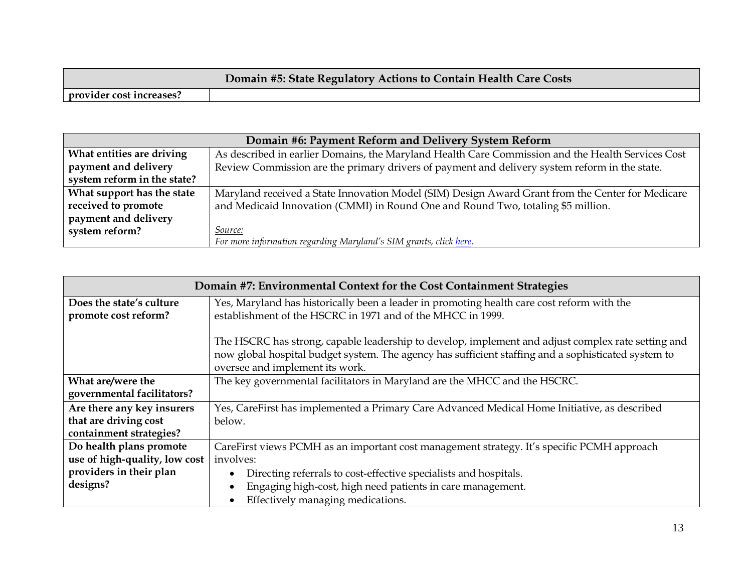| Domain #5: State Regulatory Actions to Contain Health Care Costs | |
|---|---|
| **provider cost increases?** | |

| Domain #6: Payment Reform and Delivery System Reform | |
|---|---|
| **What entities are driving payment and delivery system reform in the state?** | As described in earlier Domains, the Maryland Health Care Commission and the Health Services Cost Review Commission are the primary drivers of payment and delivery system reform in the state. |
| **What support has the state received to promote payment and delivery system reform?** | Maryland received a State Innovation Model (SIM) Design Award Grant from the Center for Medicare and Medicaid Innovation (CMMI) in Round One and Round Two, totaling $5 million.<br><br>*Source:*<br>*For more information regarding Maryland's SIM grants, click [here](#).* |

| Domain #7: Environmental Context for the Cost Containment Strategies | |
|---|---|
| **Does the state's culture promote cost reform?** | Yes, Maryland has historically been a leader in promoting health care cost reform with the establishment of the HSCRC in 1971 and of the MHCC in 1999.<br><br>The HSCRC has strong, capable leadership to develop, implement and adjust complex rate setting and now global hospital budget system. The agency has sufficient staffing and a sophisticated system to oversee and implement its work. |
| **What are/were the governmental facilitators?** | The key governmental facilitators in Maryland are the MHCC and the HSCRC. |
| **Are there any key insurers that are driving cost containment strategies?** | Yes, CareFirst has implemented a Primary Care Advanced Medical Home Initiative, as described below. |
| **Do health plans promote use of high-quality, low cost providers in their plan designs?** | CareFirst views PCMH as an important cost management strategy. It's specific PCMH approach involves:<br>• Directing referrals to cost-effective specialists and hospitals.<br>• Engaging high-cost, high need patients in care management.<br>• Effectively managing medications. |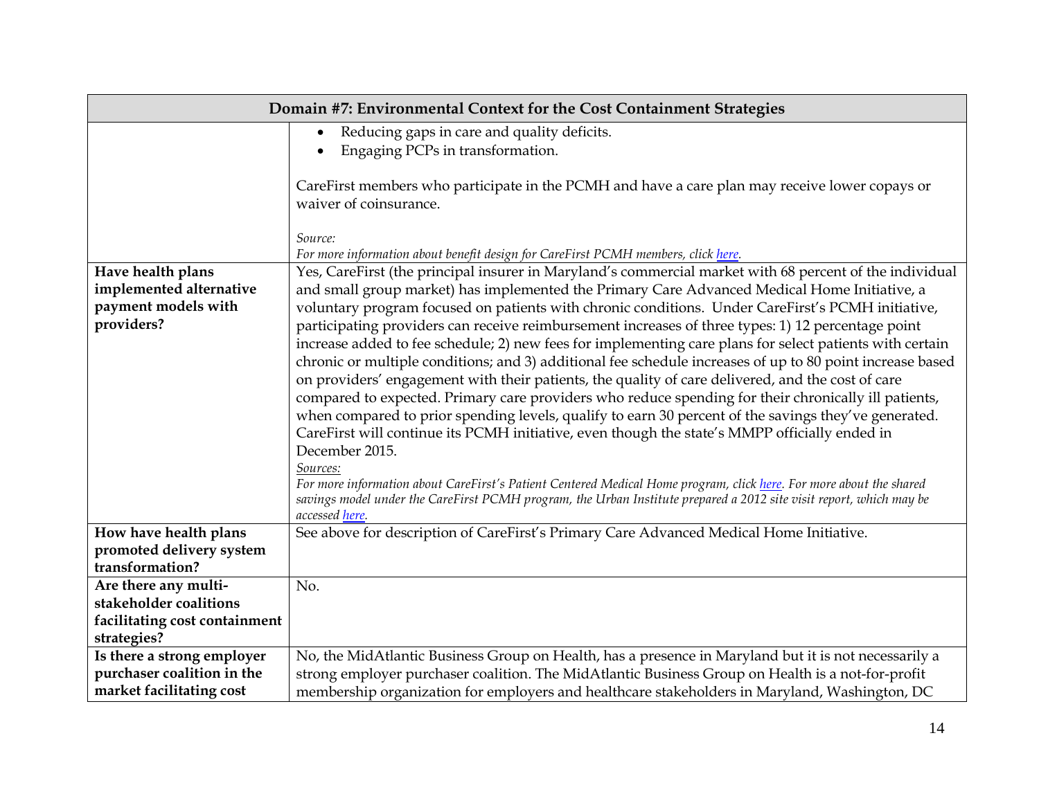| Domain #7: Environmental Context for the Cost Containment Strategies | |
|---|---|
| | • Reducing gaps in care and quality deficits.<br>• Engaging PCPs in transformation.<br><br>CareFirst members who participate in the PCMH and have a care plan may receive lower copays or waiver of coinsurance.<br><br>*Source:*<br>*For more information about benefit design for CareFirst PCMH members, click here.* |
| **Have health plans implemented alternative payment models with providers?** | Yes, CareFirst (the principal insurer in Maryland's commercial market with 68 percent of the individual and small group market) has implemented the Primary Care Advanced Medical Home Initiative, a voluntary program focused on patients with chronic conditions. Under CareFirst's PCMH initiative, participating providers can receive reimbursement increases of three types: 1) 12 percentage point increase added to fee schedule; 2) new fees for implementing care plans for select patients with certain chronic or multiple conditions; and 3) additional fee schedule increases of up to 80 point increase based on providers' engagement with their patients, the quality of care delivered, and the cost of care compared to expected. Primary care providers who reduce spending for their chronically ill patients, when compared to prior spending levels, qualify to earn 30 percent of the savings they've generated. CareFirst will continue its PCMH initiative, even though the state's MMPP officially ended in December 2015.<br>*Sources:*<br>*For more information about CareFirst's Patient Centered Medical Home program, click here. For more about the shared savings model under the CareFirst PCMH program, the Urban Institute prepared a 2012 site visit report, which may be accessed here.* |
| **How have health plans promoted delivery system transformation?** | See above for description of CareFirst's Primary Care Advanced Medical Home Initiative. |
| **Are there any multi-stakeholder coalitions facilitating cost containment strategies?** | No. |
| **Is there a strong employer purchaser coalition in the market facilitating cost** | No, the MidAtlantic Business Group on Health, has a presence in Maryland but it is not necessarily a strong employer purchaser coalition. The MidAtlantic Business Group on Health is a not-for-profit membership organization for employers and healthcare stakeholders in Maryland, Washington, DC |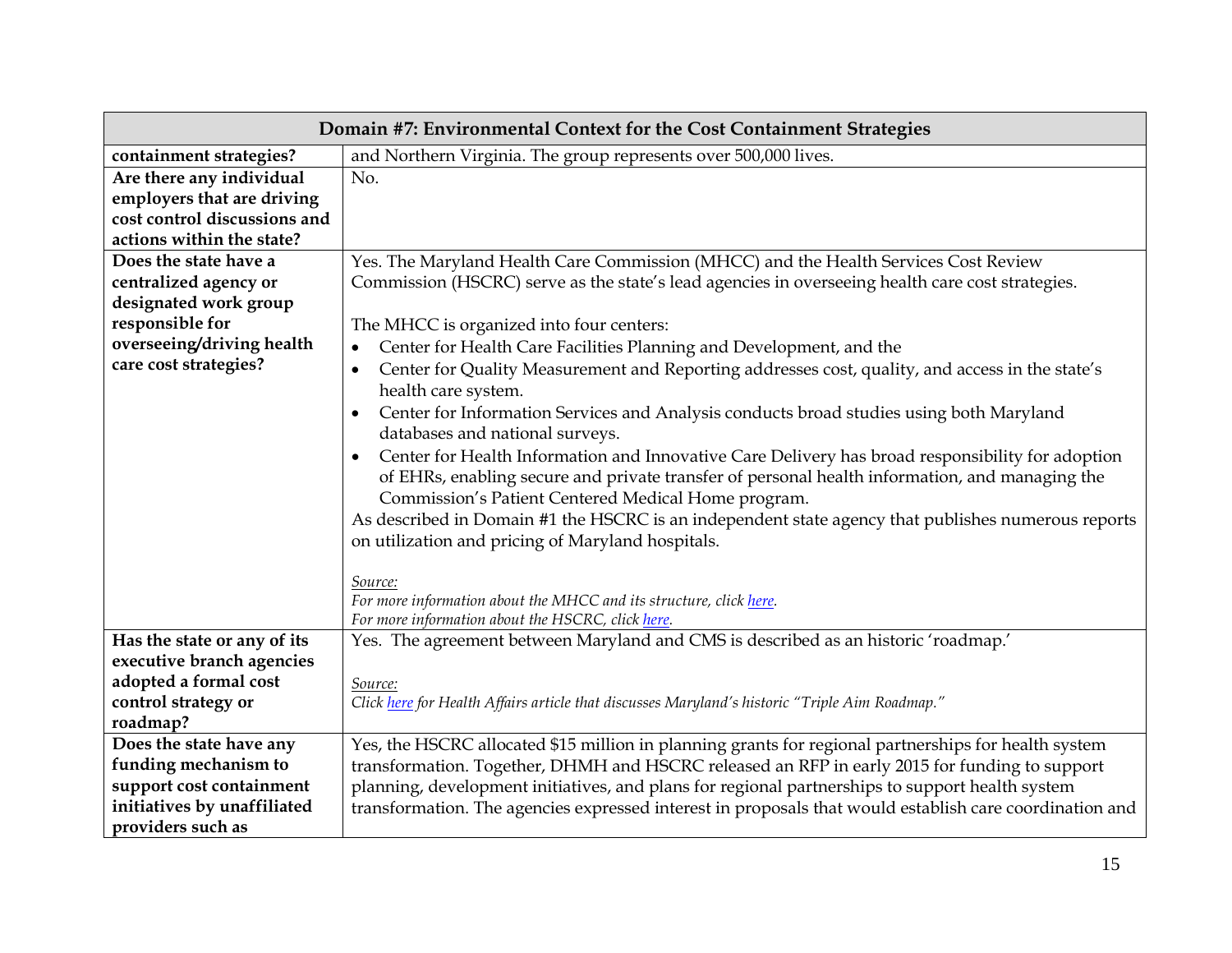| Domain #7: Environmental Context for the Cost Containment Strategies | |
|---|---|
| **containment strategies?** | and Northern Virginia. The group represents over 500,000 lives. |
| **Are there any individual employers that are driving cost control discussions and actions within the state?** | No. |
| **Does the state have a centralized agency or designated work group responsible for overseeing/driving health care cost strategies?** | Yes. The Maryland Health Care Commission (MHCC) and the Health Services Cost Review Commission (HSCRC) serve as the state's lead agencies in overseeing health care cost strategies.<br><br>The MHCC is organized into four centers:<br>• Center for Health Care Facilities Planning and Development, and the<br>• Center for Quality Measurement and Reporting addresses cost, quality, and access in the state's health care system.<br>• Center for Information Services and Analysis conducts broad studies using both Maryland databases and national surveys.<br>• Center for Health Information and Innovative Care Delivery has broad responsibility for adoption of EHRs, enabling secure and private transfer of personal health information, and managing the Commission's Patient Centered Medical Home program.<br>As described in Domain #1 the HSCRC is an independent state agency that publishes numerous reports on utilization and pricing of Maryland hospitals.<br><br>*Source:*<br>*For more information about the MHCC and its structure, click here.*<br>*For more information about the HSCRC, click here.* |
| **Has the state or any of its executive branch agencies adopted a formal cost control strategy or roadmap?** | Yes. The agreement between Maryland and CMS is described as an historic 'roadmap.'<br><br>*Source:*<br>*Click here for Health Affairs article that discusses Maryland's historic "Triple Aim Roadmap."* |
| **Does the state have any funding mechanism to support cost containment initiatives by unaffiliated providers such as** | Yes, the HSCRC allocated $15 million in planning grants for regional partnerships for health system transformation. Together, DHMH and HSCRC released an RFP in early 2015 for funding to support planning, development initiatives, and plans for regional partnerships to support health system transformation. The agencies expressed interest in proposals that would establish care coordination and |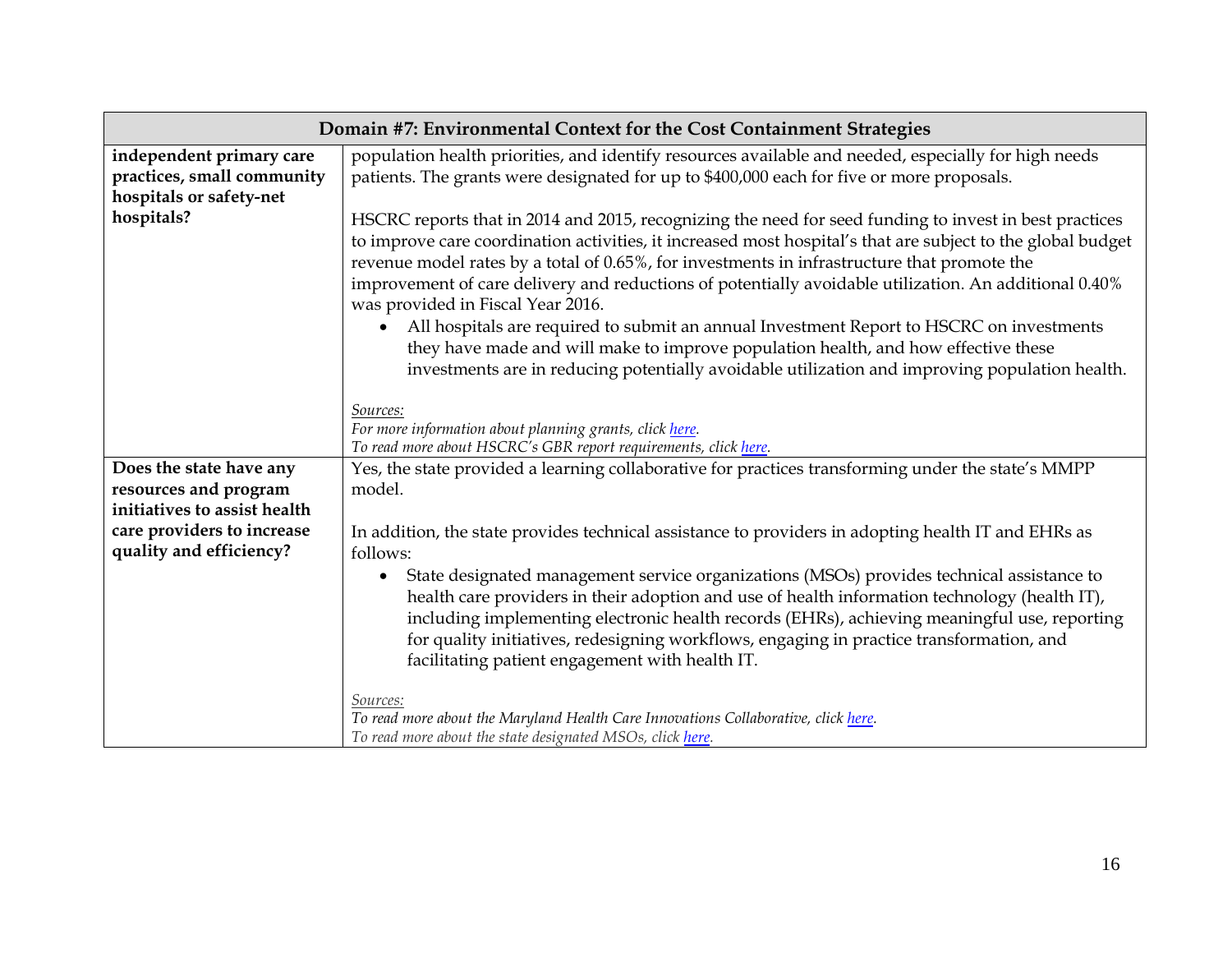| Domain #7: Environmental Context for the Cost Containment Strategies | |
|---|---|
| **independent primary care practices, small community hospitals or safety-net hospitals?** | population health priorities, and identify resources available and needed, especially for high needs patients. The grants were designated for up to $400,000 each for five or more proposals.<br><br>HSCRC reports that in 2014 and 2015, recognizing the need for seed funding to invest in best practices to improve care coordination activities, it increased most hospital's that are subject to the global budget revenue model rates by a total of 0.65%, for investments in infrastructure that promote the improvement of care delivery and reductions of potentially avoidable utilization. An additional 0.40% was provided in Fiscal Year 2016.<br>• All hospitals are required to submit an annual Investment Report to HSCRC on investments they have made and will make to improve population health, and how effective these investments are in reducing potentially avoidable utilization and improving population health.<br><br>*Sources:*<br>*For more information about planning grants, click here.*<br>*To read more about HSCRC's GBR report requirements, click here.* |
| **Does the state have any resources and program initiatives to assist health care providers to increase quality and efficiency?** | Yes, the state provided a learning collaborative for practices transforming under the state's MMPP model.<br><br>In addition, the state provides technical assistance to providers in adopting health IT and EHRs as follows:<br>• State designated management service organizations (MSOs) provides technical assistance to health care providers in their adoption and use of health information technology (health IT), including implementing electronic health records (EHRs), achieving meaningful use, reporting for quality initiatives, redesigning workflows, engaging in practice transformation, and facilitating patient engagement with health IT.<br><br>*Sources:*<br>*To read more about the Maryland Health Care Innovations Collaborative, click here.*<br>*To read more about the state designated MSOs, click here.* |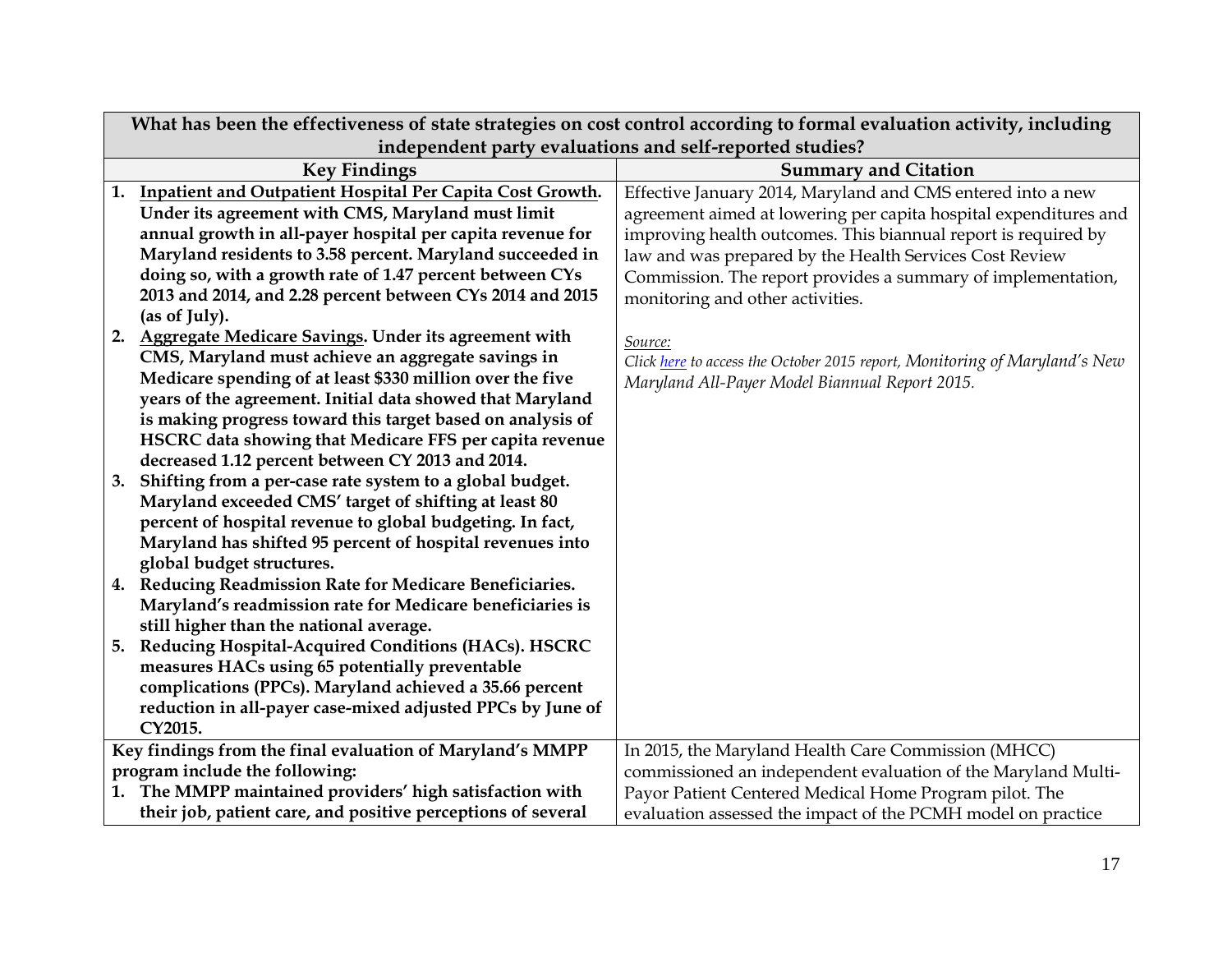| What has been the effectiveness of state strategies on cost control according to formal evaluation activity, including independent party evaluations and self-reported studies? | |
|---|---|
| **Key Findings** | **Summary and Citation** |
| **1. Inpatient and Outpatient Hospital Per Capita Cost Growth. Under its agreement with CMS, Maryland must limit annual growth in all-payer hospital per capita revenue for Maryland residents to 3.58 percent. Maryland succeeded in doing so, with a growth rate of 1.47 percent between CYs 2013 and 2014, and 2.28 percent between CYs 2014 and 2015 (as of July).**<br>**2. Aggregate Medicare Savings. Under its agreement with CMS, Maryland must achieve an aggregate savings in Medicare spending of at least $330 million over the five years of the agreement. Initial data showed that Maryland is making progress toward this target based on analysis of HSCRC data showing that Medicare FFS per capita revenue decreased 1.12 percent between CY 2013 and 2014.**<br>**3. Shifting from a per-case rate system to a global budget. Maryland exceeded CMS' target of shifting at least 80 percent of hospital revenue to global budgeting. In fact, Maryland has shifted 95 percent of hospital revenues into global budget structures.**<br>**4. Reducing Readmission Rate for Medicare Beneficiaries. Maryland's readmission rate for Medicare beneficiaries is still higher than the national average.**<br>**5. Reducing Hospital-Acquired Conditions (HACs). HSCRC measures HACs using 65 potentially preventable complications (PPCs). Maryland achieved a 35.66 percent reduction in all-payer case-mixed adjusted PPCs by June of CY2015.** | Effective January 2014, Maryland and CMS entered into a new agreement aimed at lowering per capita hospital expenditures and improving health outcomes. This biannual report is required by law and was prepared by the Health Services Cost Review Commission. The report provides a summary of implementation, monitoring and other activities.<br><br>*Source:*<br>*Click here to access the October 2015 report, Monitoring of Maryland's New Maryland All-Payer Model Biannual Report 2015.* |
| **Key findings from the final evaluation of Maryland's MMPP program include the following:**<br>**1. The MMPP maintained providers' high satisfaction with their job, patient care, and positive perceptions of several** | In 2015, the Maryland Health Care Commission (MHCC) commissioned an independent evaluation of the Maryland Multi-Payor Patient Centered Medical Home Program pilot. The evaluation assessed the impact of the PCMH model on practice |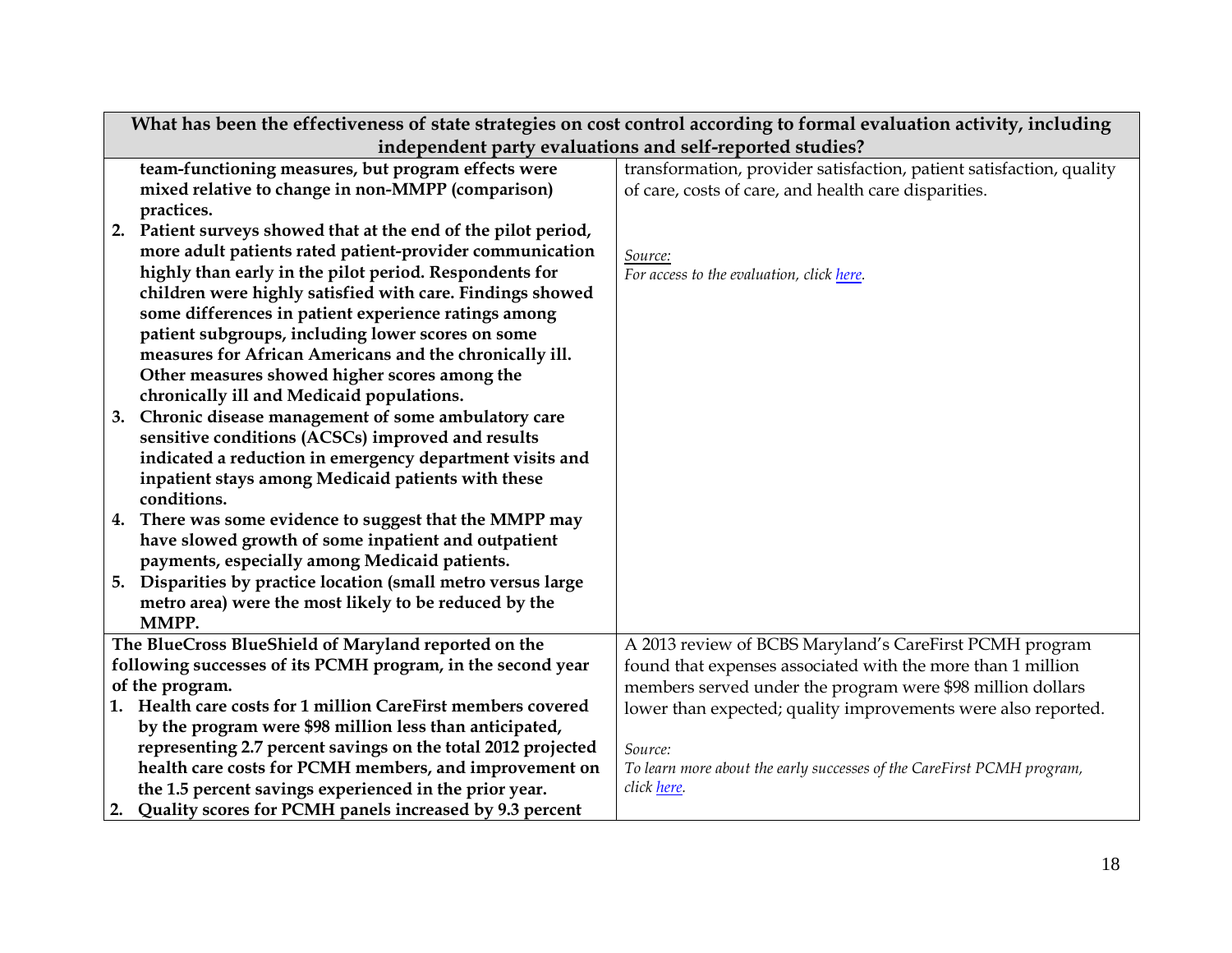| What has been the effectiveness of state strategies on cost control according to formal evaluation activity, including independent party evaluations and self-reported studies? | |
|---|---|
| **team-functioning measures, but program effects were mixed relative to change in non-MMPP (comparison) practices.**<br>**2. Patient surveys showed that at the end of the pilot period, more adult patients rated patient-provider communication highly than early in the pilot period. Respondents for children were highly satisfied with care. Findings showed some differences in patient experience ratings among patient subgroups, including lower scores on some measures for African Americans and the chronically ill. Other measures showed higher scores among the chronically ill and Medicaid populations.**<br>**3. Chronic disease management of some ambulatory care sensitive conditions (ACSCs) improved and results indicated a reduction in emergency department visits and inpatient stays among Medicaid patients with these conditions.**<br>**4. There was some evidence to suggest that the MMPP may have slowed growth of some inpatient and outpatient payments, especially among Medicaid patients.**<br>**5. Disparities by practice location (small metro versus large metro area) were the most likely to be reduced by the MMPP.** | transformation, provider satisfaction, patient satisfaction, quality of care, costs of care, and health care disparities.<br><br>*Source:*<br>*For access to the evaluation, click here.* |
| **The BlueCross BlueShield of Maryland reported on the following successes of its PCMH program, in the second year of the program.**<br>**1. Health care costs for 1 million CareFirst members covered by the program were $98 million less than anticipated, representing 2.7 percent savings on the total 2012 projected health care costs for PCMH members, and improvement on the 1.5 percent savings experienced in the prior year.**<br>**2. Quality scores for PCMH panels increased by 9.3 percent** | A 2013 review of BCBS Maryland's CareFirst PCMH program found that expenses associated with the more than 1 million members served under the program were $98 million dollars lower than expected; quality improvements were also reported.<br><br>*Source:*<br>*To learn more about the early successes of the CareFirst PCMH program, click here.* |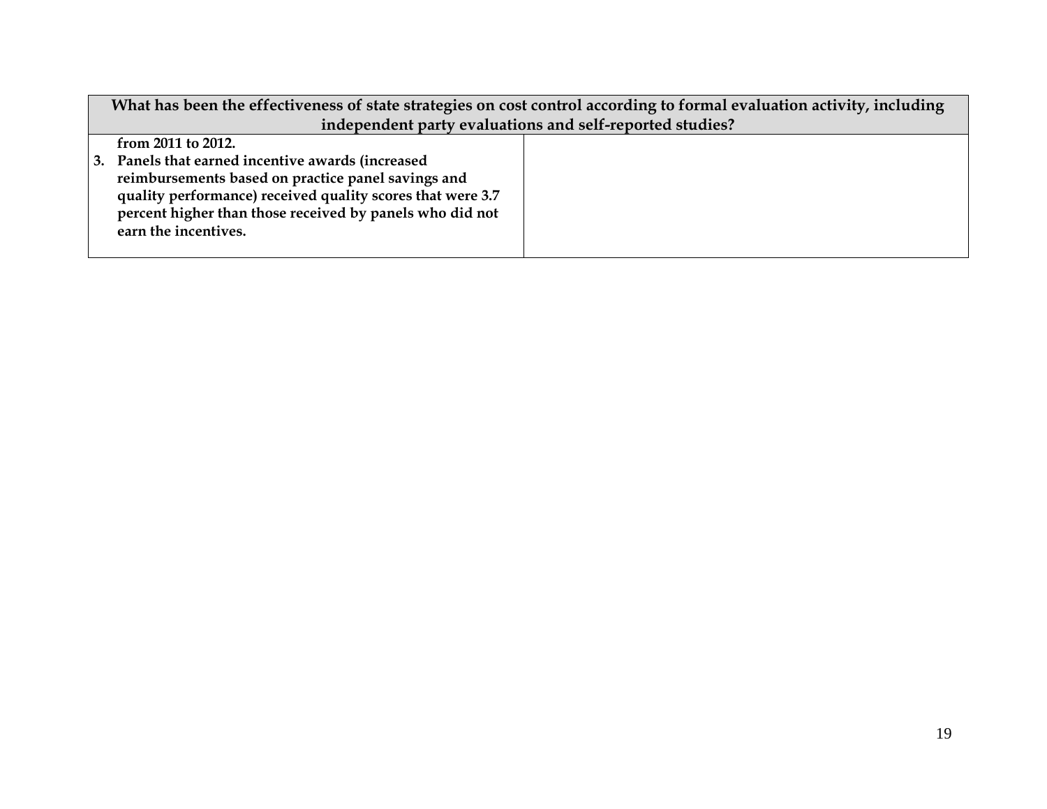| What has been the effectiveness of state strategies on cost control according to formal evaluation activity, including independent party evaluations and self-reported studies? | |
|---|---|
| **from 2011 to 2012.**<br>**3. Panels that earned incentive awards (increased reimbursements based on practice panel savings and quality performance) received quality scores that were 3.7 percent higher than those received by panels who did not earn the incentives.** | |